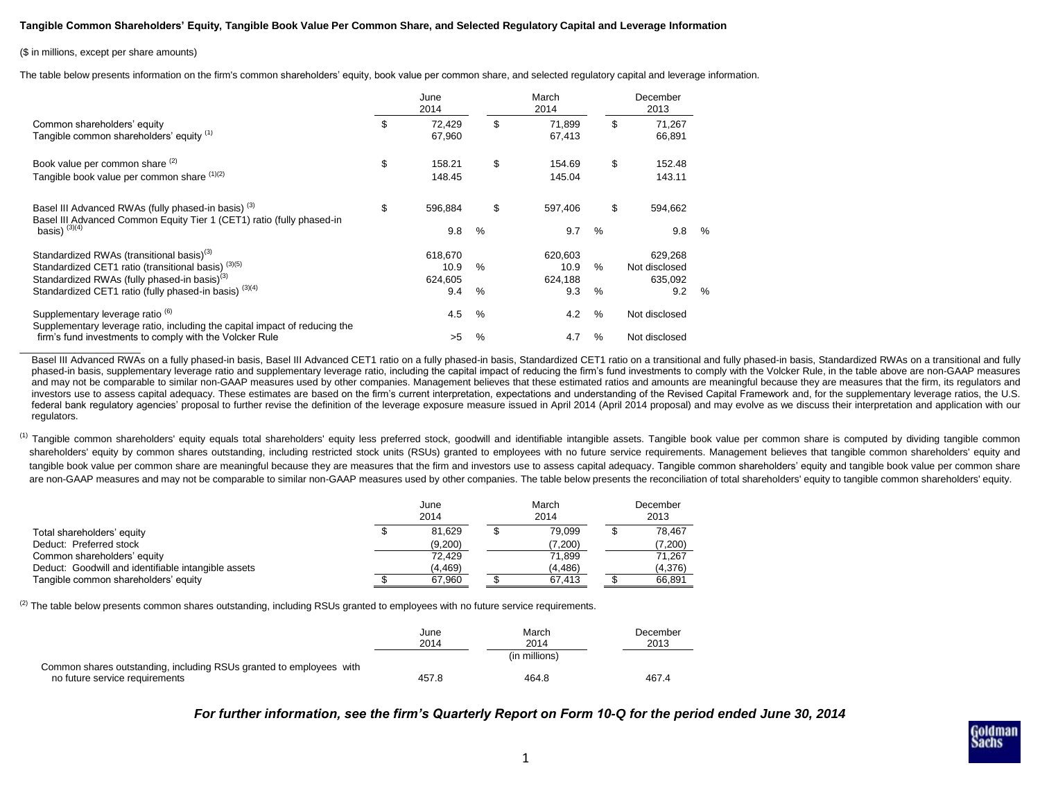**Tangible Common Shareholders' Equity, Tangible Book Value Per Common Share, and Selected Regulatory Capital and Leverage Information**

($ in millions, except per share amounts)

The table below presents information on the firm's common shareholders' equity, book value per common share, and selected regulatory capital and leverage information.

| | June 2014 | March 2014 | December 2013 |
|---|---|---|---|
| Common shareholders' equity | $ 72,429 | $ 71,899 | $ 71,267 |
| Tangible common shareholders' equity [1] | 67,960 | 67,413 | 66,891 |
| Book value per common share [2] | $ 158.21 | $ 154.69 | $ 152.48 |
| Tangible book value per common share [1][2] | 148.45 | 145.04 | 143.11 |
| Basel III Advanced RWAs (fully phased-in basis) [3] | $ 596,884 | $ 597,406 | $ 594,662 |
| Basel III Advanced Common Equity Tier 1 (CET1) ratio (fully phased-in basis) [3][4] | 9.8 % | 9.7 % | 9.8 % |
| Standardized RWAs (transitional basis) [3] | 618,670 | 620,603 | 629,268 |
| Standardized CET1 ratio (transitional basis) [3][5] | 10.9 % | 10.9 % | Not disclosed |
| Standardized RWAs (fully phased-in basis) [3] | 624,605 | 624,188 | 635,092 |
| Standardized CET1 ratio (fully phased-in basis) [3][4] | 9.4 % | 9.3 % | 9.2 % |
| Supplementary leverage ratio [6] | 4.5 % | 4.2 % | Not disclosed |
| Supplementary leverage ratio, including the capital impact of reducing the firm's fund investments to comply with the Volcker Rule | >5 % | 4.7 % | Not disclosed |

Basel III Advanced RWAs on a fully phased-in basis, Basel III Advanced CET1 ratio on a fully phased-in basis, Standardized CET1 ratio on a transitional and fully phased-in basis, Standardized RWAs on a transitional and fully phased-in basis, supplementary leverage ratio and supplementary leverage ratio, including the capital impact of reducing the firm's fund investments to comply with the Volcker Rule, in the table above are non-GAAP measures and may not be comparable to similar non-GAAP measures used by other companies. Management believes that these estimated ratios and amounts are meaningful because they are measures that the firm, its regulators and investors use to assess capital adequacy. These estimates are based on the firm's current interpretation, expectations and understanding of the Revised Capital Framework and, for the supplementary leverage ratios, the U.S. federal bank regulatory agencies' proposal to further revise the definition of the leverage exposure measure issued in April 2014 (April 2014 proposal) and may evolve as we discuss their interpretation and application with our regulators.

[1] Tangible common shareholders' equity equals total shareholders' equity less preferred stock, goodwill and identifiable intangible assets. Tangible book value per common share is computed by dividing tangible common shareholders' equity by common shares outstanding, including restricted stock units (RSUs) granted to employees with no future service requirements. Management believes that tangible common shareholders' equity and tangible book value per common share are meaningful because they are measures that the firm and investors use to assess capital adequacy. Tangible common shareholders' equity and tangible book value per common share are non-GAAP measures and may not be comparable to similar non-GAAP measures used by other companies. The table below presents the reconciliation of total shareholders' equity to tangible common shareholders' equity.

| | June 2014 | March 2014 | December 2013 |
|---|---|---|---|
| Total shareholders' equity | $ 81,629 | $ 79,099 | $ 78,467 |
| Deduct: Preferred stock | (9,200) | (7,200) | (7,200) |
| Common shareholders' equity | 72,429 | 71,899 | 71,267 |
| Deduct: Goodwill and identifiable intangible assets | (4,469) | (4,486) | (4,376) |
| Tangible common shareholders' equity | $ 67,960 | $ 67,413 | $ 66,891 |

[2] The table below presents common shares outstanding, including RSUs granted to employees with no future service requirements.

| | June 2014 | March 2014 | December 2013 |
|---|---|---|---|
| | | (in millions) | |
| Common shares outstanding, including RSUs granted to employees with no future service requirements | 457.8 | 464.8 | 467.4 |

***For further information, see the firm's Quarterly Report on Form 10-Q for the period ended June 30, 2014***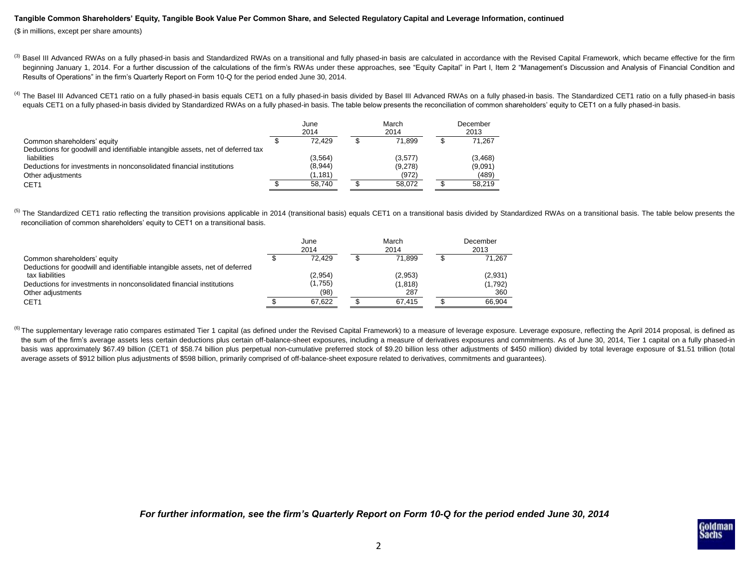**Tangible Common Shareholders' Equity, Tangible Book Value Per Common Share, and Selected Regulatory Capital and Leverage Information, continued**

($ in millions, except per share amounts)

(3) Basel III Advanced RWAs on a fully phased-in basis and Standardized RWAs on a transitional and fully phased-in basis are calculated in accordance with the Revised Capital Framework, which became effective for the firm beginning January 1, 2014. For a further discussion of the calculations of the firm's RWAs under these approaches, see "Equity Capital" in Part I, Item 2 "Management's Discussion and Analysis of Financial Condition and Results of Operations" in the firm's Quarterly Report on Form 10-Q for the period ended June 30, 2014.

(4) The Basel III Advanced CET1 ratio on a fully phased-in basis equals CET1 on a fully phased-in basis divided by Basel III Advanced RWAs on a fully phased-in basis. The Standardized CET1 ratio on a fully phased-in basis equals CET1 on a fully phased-in basis divided by Standardized RWAs on a fully phased-in basis. The table below presents the reconciliation of common shareholders' equity to CET1 on a fully phased-in basis.

| | June 2014 | March 2014 | December 2013 |
|---|---|---|---|
| Common shareholders' equity | $ 72,429 | $ 71,899 | $ 71,267 |
| Deductions for goodwill and identifiable intangible assets, net of deferred tax liabilities | (3,564) | (3,577) | (3,468) |
| Deductions for investments in nonconsolidated financial institutions | (8,944) | (9,278) | (9,091) |
| Other adjustments | (1,181) | (972) | (489) |
| CET1 | $ 58,740 | $ 58,072 | $ 58,219 |

(5) The Standardized CET1 ratio reflecting the transition provisions applicable in 2014 (transitional basis) equals CET1 on a transitional basis divided by Standardized RWAs on a transitional basis. The table below presents the reconciliation of common shareholders' equity to CET1 on a transitional basis.

| | June 2014 | March 2014 | December 2013 |
|---|---|---|---|
| Common shareholders' equity | $ 72,429 | $ 71,899 | $ 71,267 |
| Deductions for goodwill and identifiable intangible assets, net of deferred tax liabilities | (2,954) | (2,953) | (2,931) |
| Deductions for investments in nonconsolidated financial institutions | (1,755) | (1,818) | (1,792) |
| Other adjustments | (98) | 287 | 360 |
| CET1 | $ 67,622 | $ 67,415 | $ 66,904 |

(6) The supplementary leverage ratio compares estimated Tier 1 capital (as defined under the Revised Capital Framework) to a measure of leverage exposure. Leverage exposure, reflecting the April 2014 proposal, is defined as the sum of the firm's average assets less certain deductions plus certain off-balance-sheet exposures, including a measure of derivatives exposures and commitments. As of June 30, 2014, Tier 1 capital on a fully phased-in basis was approximately $67.49 billion (CET1 of $58.74 billion plus perpetual non-cumulative preferred stock of $9.20 billion less other adjustments of $450 million) divided by total leverage exposure of $1.51 trillion (total average assets of $912 billion plus adjustments of $598 billion, primarily comprised of off-balance-sheet exposure related to derivatives, commitments and guarantees).

***For further information, see the firm's Quarterly Report on Form 10-Q for the period ended June 30, 2014***